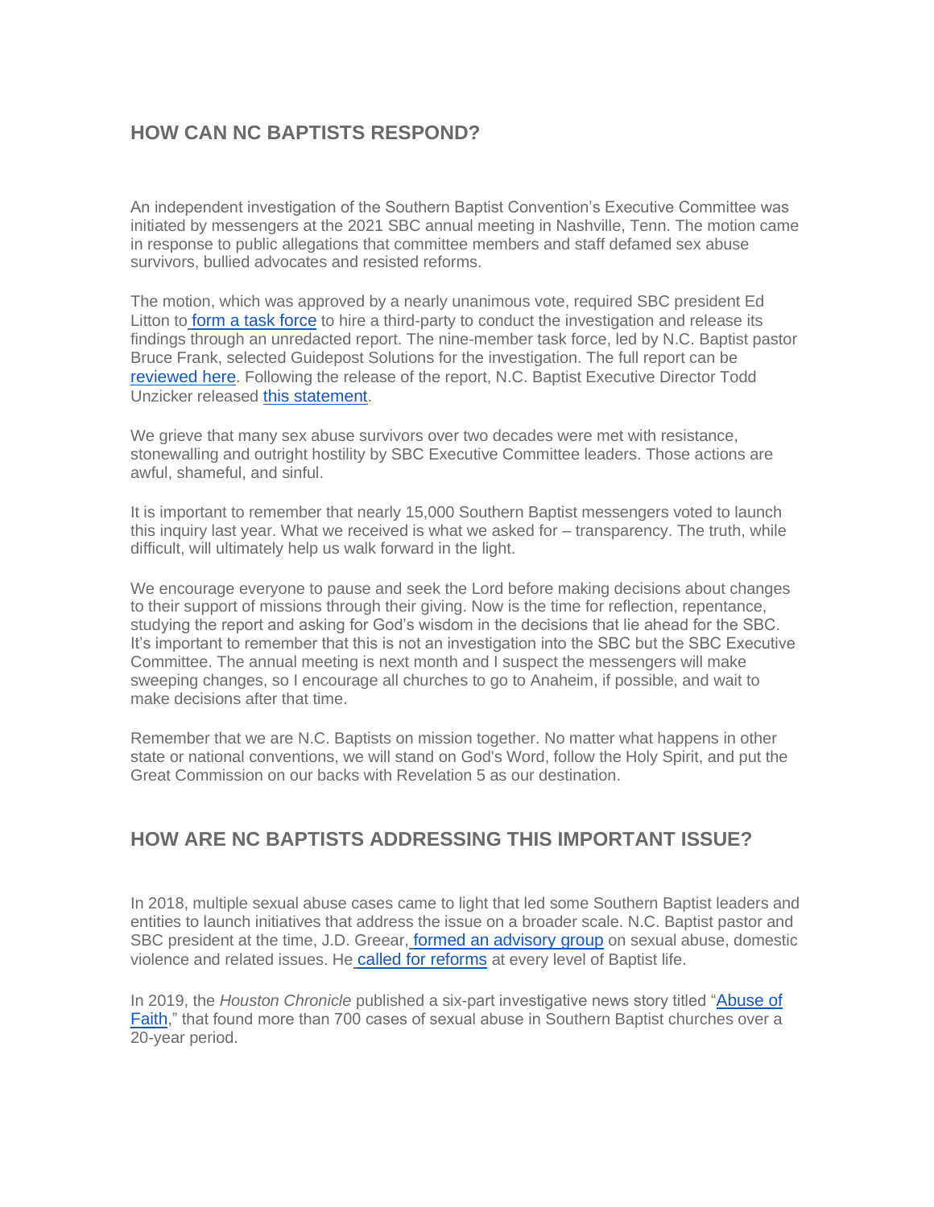## HOW CAN NC BAPTISTS RESPOND?

An independent investigation of the Southern Baptist Convention's Executive Committee was initiated by messengers at the 2021 SBC annual meeting in Nashville, Tenn. The motion came in response to public allegations that committee members and staff defamed sex abuse survivors, bullied advocates and resisted reforms.

The motion, which was approved by a nearly unanimous vote, required SBC president Ed Litton to form a task force to hire a third-party to conduct the investigation and release its findings through an unredacted report. The nine-member task force, led by N.C. Baptist pastor Bruce Frank, selected Guidepost Solutions for the investigation. The full report can be reviewed here. Following the release of the report, N.C. Baptist Executive Director Todd Unzicker released this statement.

We grieve that many sex abuse survivors over two decades were met with resistance, stonewalling and outright hostility by SBC Executive Committee leaders. Those actions are awful, shameful, and sinful.

It is important to remember that nearly 15,000 Southern Baptist messengers voted to launch this inquiry last year. What we received is what we asked for – transparency. The truth, while difficult, will ultimately help us walk forward in the light.

We encourage everyone to pause and seek the Lord before making decisions about changes to their support of missions through their giving. Now is the time for reflection, repentance, studying the report and asking for God's wisdom in the decisions that lie ahead for the SBC. It's important to remember that this is not an investigation into the SBC but the SBC Executive Committee. The annual meeting is next month and I suspect the messengers will make sweeping changes, so I encourage all churches to go to Anaheim, if possible, and wait to make decisions after that time.

Remember that we are N.C. Baptists on mission together. No matter what happens in other state or national conventions, we will stand on God's Word, follow the Holy Spirit, and put the Great Commission on our backs with Revelation 5 as our destination.

## HOW ARE NC BAPTISTS ADDRESSING THIS IMPORTANT ISSUE?

In 2018, multiple sexual abuse cases came to light that led some Southern Baptist leaders and entities to launch initiatives that address the issue on a broader scale. N.C. Baptist pastor and SBC president at the time, J.D. Greear, formed an advisory group on sexual abuse, domestic violence and related issues. He called for reforms at every level of Baptist life.

In 2019, the *Houston Chronicle* published a six-part investigative news story titled "Abuse of Faith," that found more than 700 cases of sexual abuse in Southern Baptist churches over a 20-year period.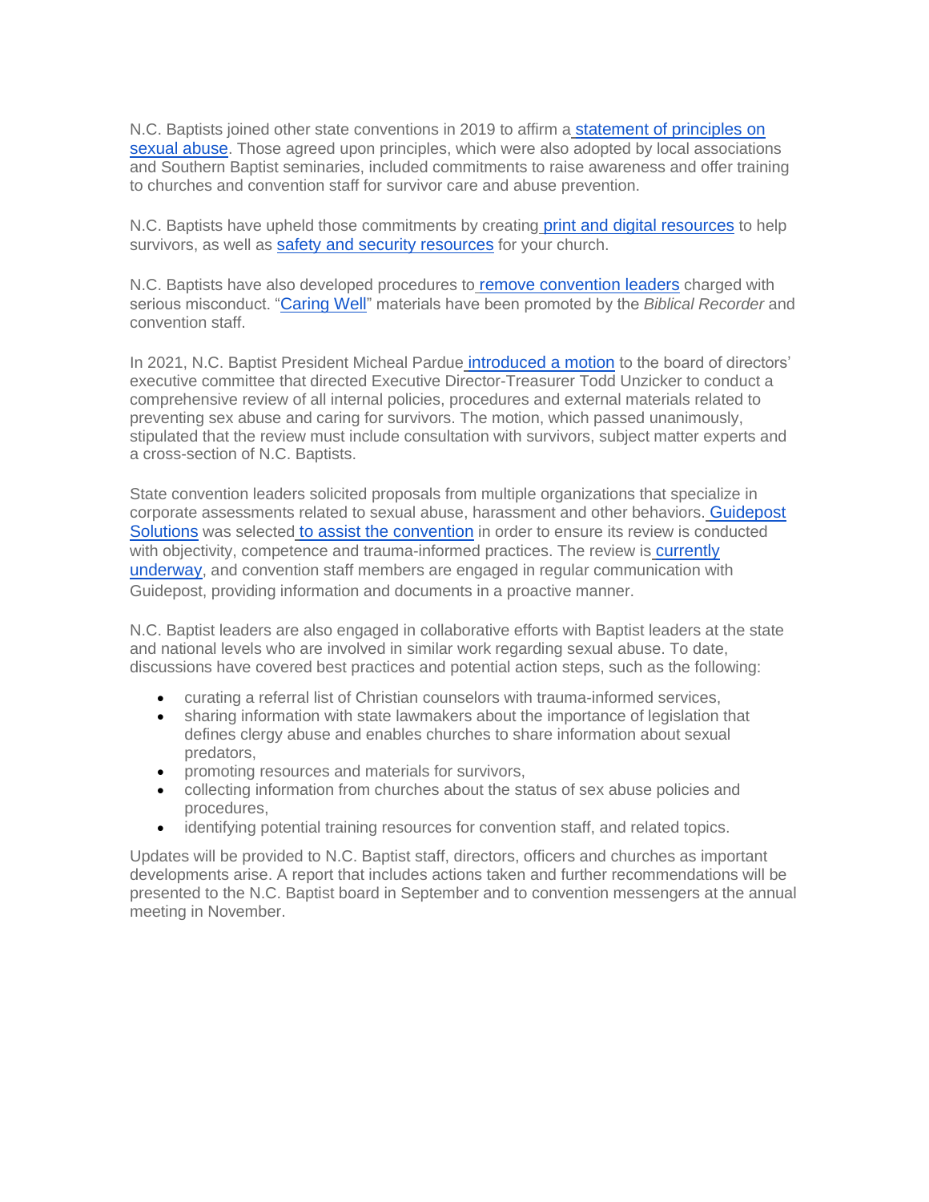N.C. Baptists joined other state conventions in 2019 to affirm a statement of principles on sexual abuse. Those agreed upon principles, which were also adopted by local associations and Southern Baptist seminaries, included commitments to raise awareness and offer training to churches and convention staff for survivor care and abuse prevention.

N.C. Baptists have upheld those commitments by creating print and digital resources to help survivors, as well as safety and security resources for your church.

N.C. Baptists have also developed procedures to remove convention leaders charged with serious misconduct. "Caring Well" materials have been promoted by the *Biblical Recorder* and convention staff.

In 2021, N.C. Baptist President Micheal Pardue introduced a motion to the board of directors' executive committee that directed Executive Director-Treasurer Todd Unzicker to conduct a comprehensive review of all internal policies, procedures and external materials related to preventing sex abuse and caring for survivors. The motion, which passed unanimously, stipulated that the review must include consultation with survivors, subject matter experts and a cross-section of N.C. Baptists.

State convention leaders solicited proposals from multiple organizations that specialize in corporate assessments related to sexual abuse, harassment and other behaviors. Guidepost Solutions was selected to assist the convention in order to ensure its review is conducted with objectivity, competence and trauma-informed practices. The review is currently underway, and convention staff members are engaged in regular communication with Guidepost, providing information and documents in a proactive manner.

N.C. Baptist leaders are also engaged in collaborative efforts with Baptist leaders at the state and national levels who are involved in similar work regarding sexual abuse. To date, discussions have covered best practices and potential action steps, such as the following:

- curating a referral list of Christian counselors with trauma-informed services,
- sharing information with state lawmakers about the importance of legislation that defines clergy abuse and enables churches to share information about sexual predators,
- promoting resources and materials for survivors,
- collecting information from churches about the status of sex abuse policies and procedures,
- identifying potential training resources for convention staff, and related topics.

Updates will be provided to N.C. Baptist staff, directors, officers and churches as important developments arise. A report that includes actions taken and further recommendations will be presented to the N.C. Baptist board in September and to convention messengers at the annual meeting in November.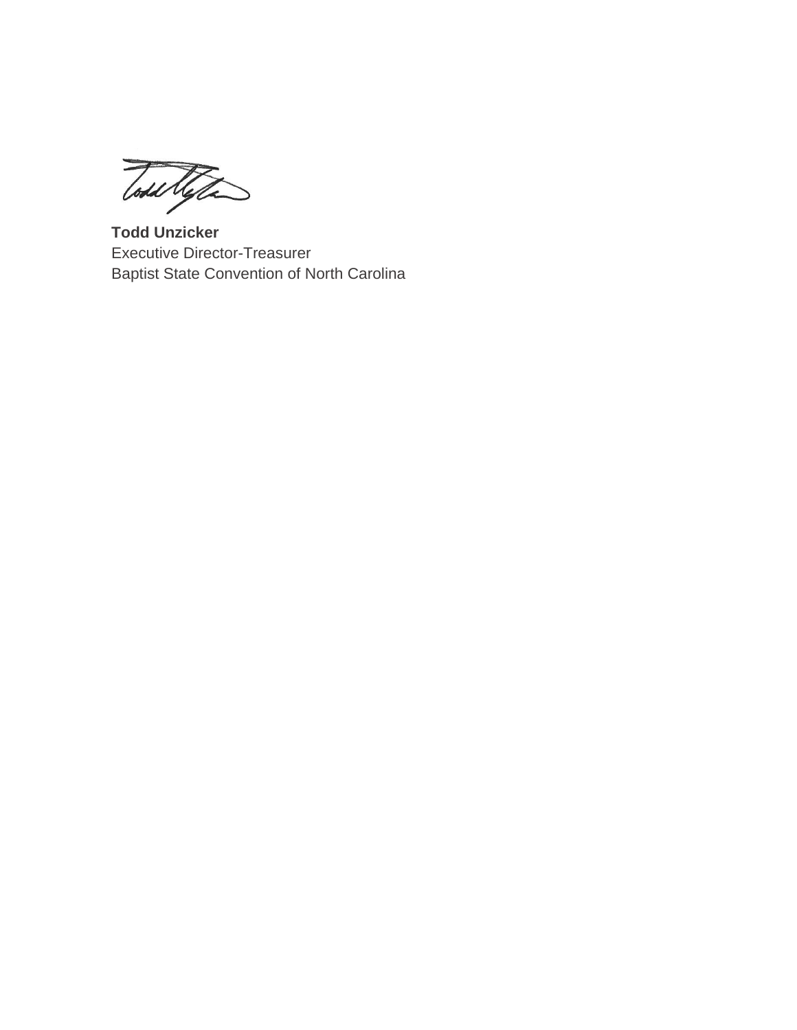**Todd Unzicker**
Executive Director-Treasurer
Baptist State Convention of North Carolina